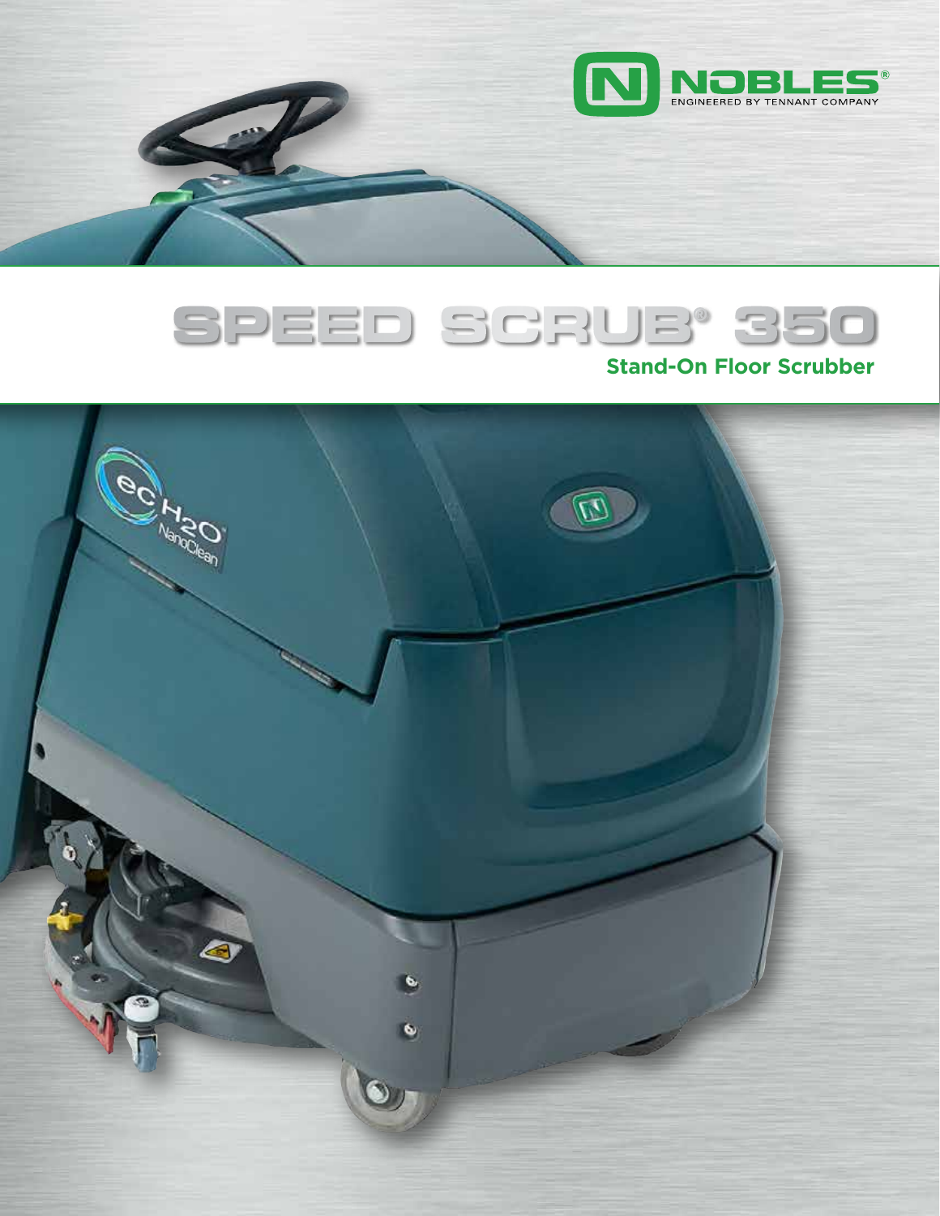NOBLES®
ENGINEERED BY TENNANT COMPANY

# SPEED SCRUB® 350

**Stand-On Floor Scrubber**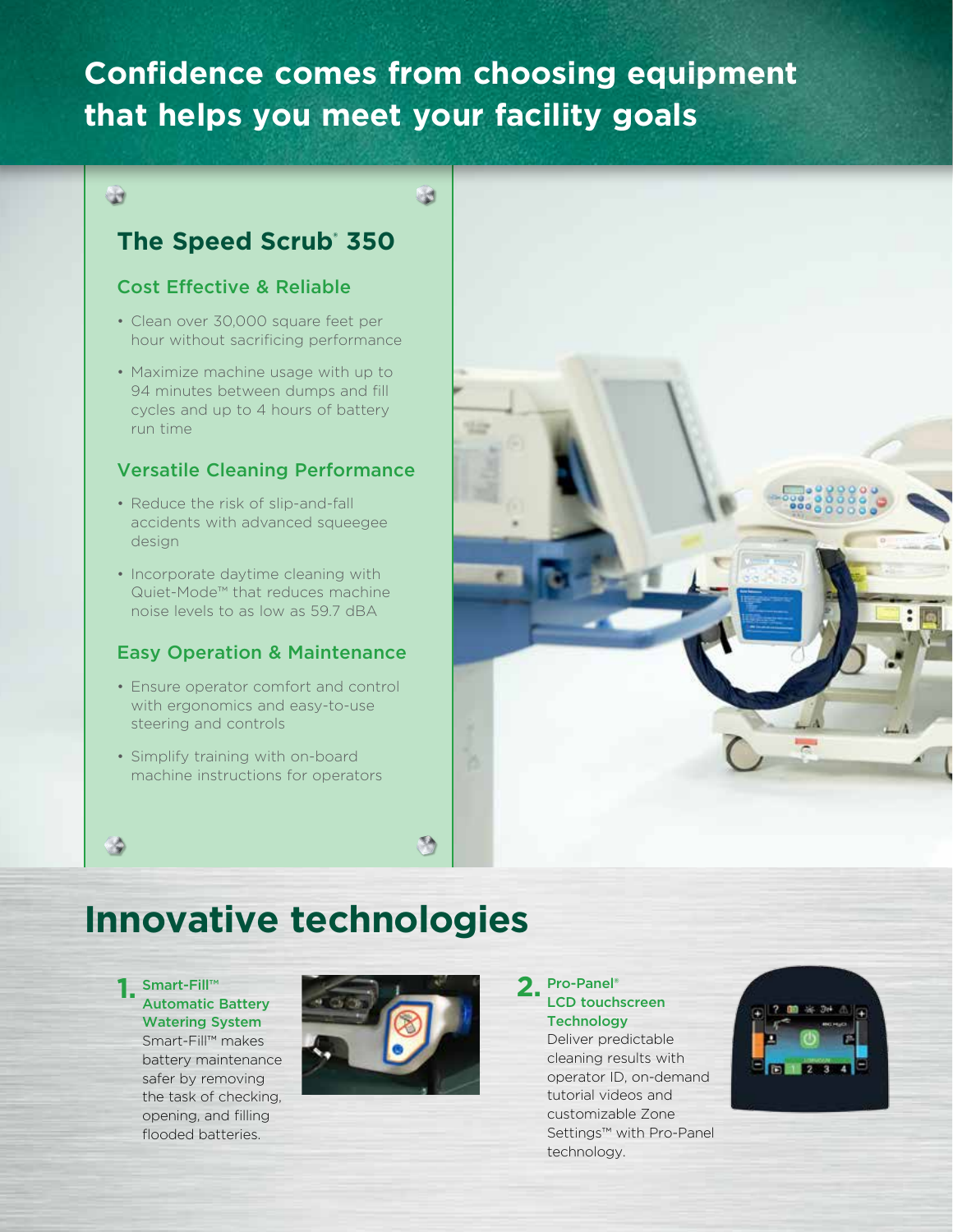# Confidence comes from choosing equipment that helps you meet your facility goals

## The Speed Scrub® 350

### Cost Effective & Reliable

- Clean over 30,000 square feet per hour without sacrificing performance
- Maximize machine usage with up to 94 minutes between dumps and fill cycles and up to 4 hours of battery run time

### Versatile Cleaning Performance

- Reduce the risk of slip-and-fall accidents with advanced squeegee design
- Incorporate daytime cleaning with Quiet-Mode™ that reduces machine noise levels to as low as 59.7 dBA

### Easy Operation & Maintenance

- Ensure operator comfort and control with ergonomics and easy-to-use steering and controls
- Simplify training with on-board machine instructions for operators

# Innovative technologies

**1. Smart-Fill™ Automatic Battery Watering System**

Smart-Fill™ makes battery maintenance safer by removing the task of checking, opening, and filling flooded batteries.

**2. Pro-Panel® LCD touchscreen Technology**

Deliver predictable cleaning results with operator ID, on-demand tutorial videos and customizable Zone Settings™ with Pro-Panel technology.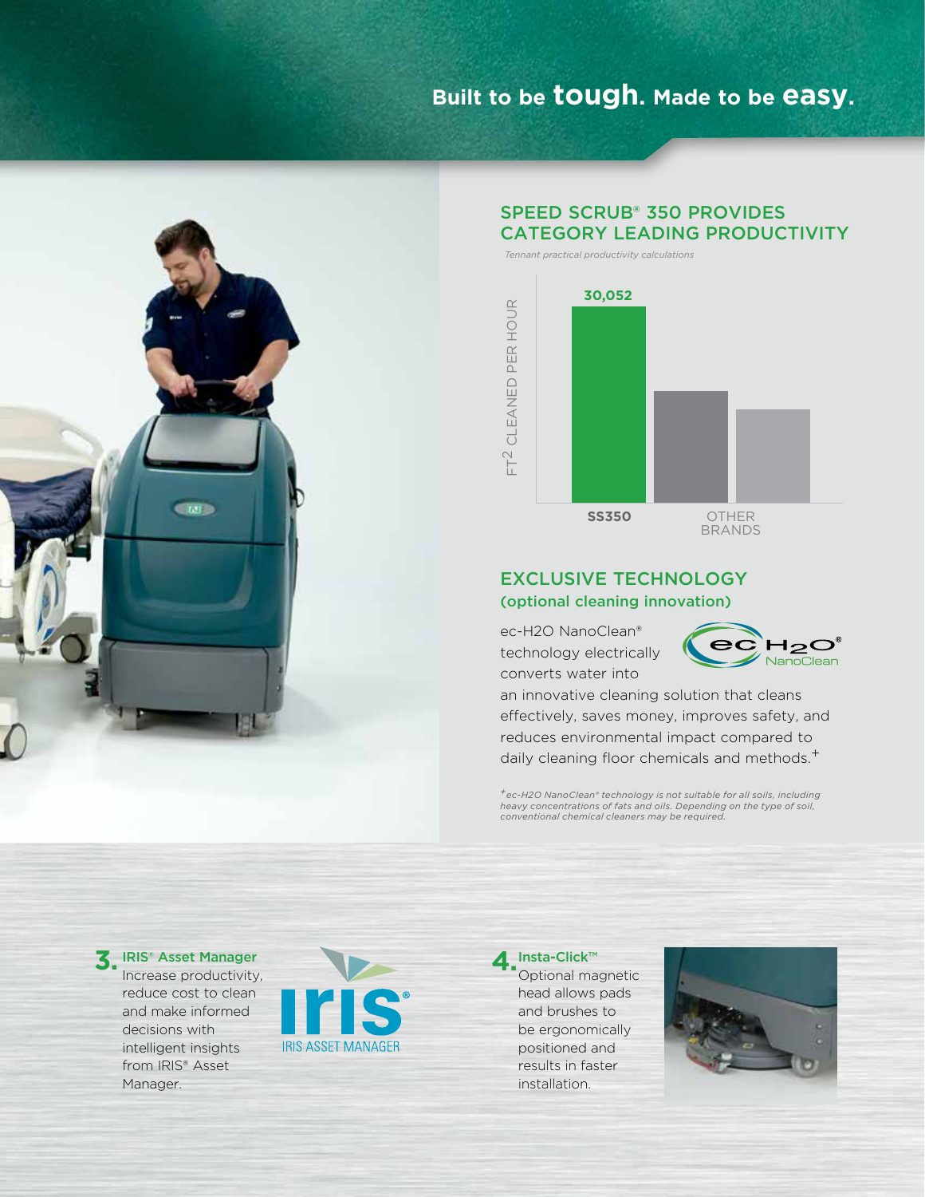# Built to be **tough**. Made to be **easy**.

## SPEED SCRUB® 350 PROVIDES CATEGORY LEADING PRODUCTIVITY

*Tennant practical productivity calculations*

FT² CLEANED PER HOUR

**30,052**

**SS350** | OTHER BRANDS

## EXCLUSIVE TECHNOLOGY
### (optional cleaning innovation)

ec-H2O NanoClean® technology electrically converts water into an innovative cleaning solution that cleans effectively, saves money, improves safety, and reduces environmental impact compared to daily cleaning floor chemicals and methods.⁺

*⁺ec-H2O NanoClean® technology is not suitable for all soils, including heavy concentrations of fats and oils. Depending on the type of soil, conventional chemical cleaners may be required.*

**3.** IRIS® Asset Manager
Increase productivity, reduce cost to clean and make informed decisions with intelligent insights from IRIS® Asset Manager.

**4.** Insta-Click™
Optional magnetic head allows pads and brushes to be ergonomically positioned and results in faster installation.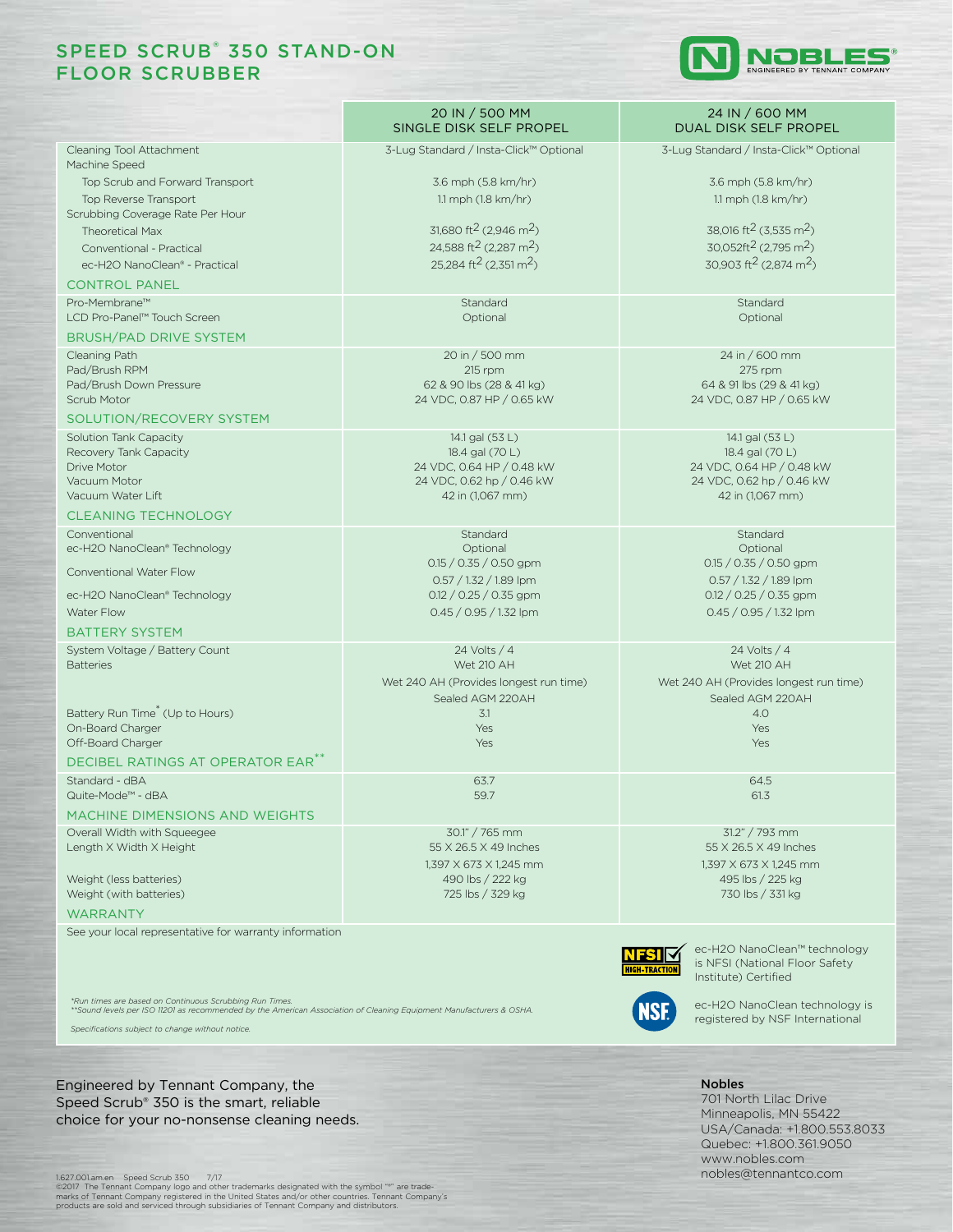# SPEED SCRUB® 350 STAND-ON FLOOR SCRUBBER

NOBLES® ENGINEERED BY TENNANT COMPANY

| | 20 IN / 500 MM SINGLE DISK SELF PROPEL | 24 IN / 600 MM DUAL DISK SELF PROPEL |
|---|---|---|
| Cleaning Tool Attachment | 3-Lug Standard / Insta-Click™ Optional | 3-Lug Standard / Insta-Click™ Optional |
| Machine Speed | | |
| Top Scrub and Forward Transport | 3.6 mph (5.8 km/hr) | 3.6 mph (5.8 km/hr) |
| Top Reverse Transport | 1.1 mph (1.8 km/hr) | 1.1 mph (1.8 km/hr) |
| Scrubbing Coverage Rate Per Hour | | |
| Theoretical Max | 31,680 ft² (2,946 m²) | 38,016 ft² (3,535 m²) |
| Conventional - Practical | 24,588 ft² (2,287 m²) | 30,052ft² (2,795 m²) |
| ec-H2O NanoClean® - Practical | 25,284 ft² (2,351 m²) | 30,903 ft² (2,874 m²) |
| **CONTROL PANEL** | | |
| Pro-Membrane™ | Standard | Standard |
| LCD Pro-Panel™ Touch Screen | Optional | Optional |
| **BRUSH/PAD DRIVE SYSTEM** | | |
| Cleaning Path | 20 in / 500 mm | 24 in / 600 mm |
| Pad/Brush RPM | 215 rpm | 275 rpm |
| Pad/Brush Down Pressure | 62 & 90 lbs (28 & 41 kg) | 64 & 91 lbs (29 & 41 kg) |
| Scrub Motor | 24 VDC, 0.87 HP / 0.65 kW | 24 VDC, 0.87 HP / 0.65 kW |
| **SOLUTION/RECOVERY SYSTEM** | | |
| Solution Tank Capacity | 14.1 gal (53 L) | 14.1 gal (53 L) |
| Recovery Tank Capacity | 18.4 gal (70 L) | 18.4 gal (70 L) |
| Drive Motor | 24 VDC, 0.64 HP / 0.48 kW | 24 VDC, 0.64 HP / 0.48 kW |
| Vacuum Motor | 24 VDC, 0.62 hp / 0.46 kW | 24 VDC, 0.62 hp / 0.46 kW |
| Vacuum Water Lift | 42 in (1,067 mm) | 42 in (1,067 mm) |
| **CLEANING TECHNOLOGY** | | |
| Conventional | Standard | Standard |
| ec-H2O NanoClean® Technology | Optional | Optional |
| Conventional Water Flow | 0.15 / 0.35 / 0.50 gpm<br>0.57 / 1.32 / 1.89 lpm | 0.15 / 0.35 / 0.50 gpm<br>0.57 / 1.32 / 1.89 lpm |
| ec-H2O NanoClean® Technology Water Flow | 0.12 / 0.25 / 0.35 gpm<br>0.45 / 0.95 / 1.32 lpm | 0.12 / 0.25 / 0.35 gpm<br>0.45 / 0.95 / 1.32 lpm |
| **BATTERY SYSTEM** | | |
| System Voltage / Battery Count | 24 Volts / 4 | 24 Volts / 4 |
| Batteries | Wet 210 AH<br>Wet 240 AH (Provides longest run time)<br>Sealed AGM 220AH | Wet 210 AH<br>Wet 240 AH (Provides longest run time)<br>Sealed AGM 220AH |
| Battery Run Time* (Up to Hours) | 3.1 | 4.0 |
| On-Board Charger | Yes | Yes |
| Off-Board Charger | Yes | Yes |
| **DECIBEL RATINGS AT OPERATOR EAR\*\*** | | |
| Standard - dBA | 63.7 | 64.5 |
| Quite-Mode™ - dBA | 59.7 | 61.3 |
| **MACHINE DIMENSIONS AND WEIGHTS** | | |
| Overall Width with Squeegee | 30.1" / 765 mm | 31.2" / 793 mm |
| Length X Width X Height | 55 X 26.5 X 49 Inches<br>1,397 X 673 X 1,245 mm | 55 X 26.5 X 49 Inches<br>1,397 X 673 X 1,245 mm |
| Weight (less batteries) | 490 lbs / 222 kg | 495 lbs / 225 kg |
| Weight (with batteries) | 725 lbs / 329 kg | 730 lbs / 331 kg |
| **WARRANTY** | | |

See your local representative for warranty information

ec-H2O NanoClean™ technology is NFSI (National Floor Safety Institute) Certified

ec-H2O NanoClean technology is registered by NSF International

*Run times are based on Continuous Scrubbing Run Times.
**Sound levels per ISO 11201 as recommended by the American Association of Cleaning Equipment Manufacturers & OSHA.

*Specifications subject to change without notice.*

Engineered by Tennant Company, the Speed Scrub® 350 is the smart, reliable choice for your no-nonsense cleaning needs.

**Nobles**
701 North Lilac Drive
Minneapolis, MN 55422
USA/Canada: +1.800.553.8033
Quebec: +1.800.361.9050
www.nobles.com
nobles@tennantco.com

1.627.001.am.en Speed Scrub 350 7/17
©2017 The Tennant Company logo and other trademarks designated with the symbol "®" are trademarks of Tennant Company registered in the United States and/or other countries. Tennant Company's products are sold and serviced through subsidiaries of Tennant Company and distributors.